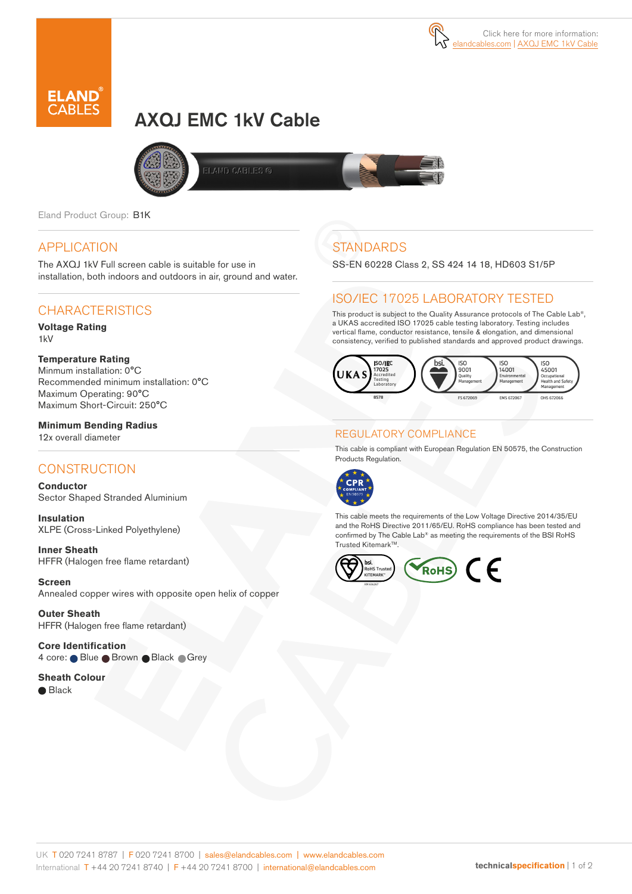Click here for more information: elandcables.com | AXQJ EMC 1kV Cable

# AXQJ EMC 1kV Cable

Eland Product Group: B1K

## APPLICATION

The AXQJ 1kV Full screen cable is suitable for use in installation, both indoors and outdoors in air, ground and water.

## CHARACTERISTICS

**Voltage Rating**
1kV

**Temperature Rating**
Minmum installation: 0°C
Recommended minimum installation: 0°C
Maximum Operating: 90°C
Maximum Short-Circuit: 250°C

**Minimum Bending Radius**
12x overall diameter

## CONSTRUCTION

**Conductor**
Sector Shaped Stranded Aluminium

**Insulation**
XLPE (Cross-Linked Polyethylene)

**Inner Sheath**
HFFR (Halogen free flame retardant)

**Screen**
Annealed copper wires with opposite open helix of copper

**Outer Sheath**
HFFR (Halogen free flame retardant)

**Core Identification**
4 core: Blue, Brown, Black, Grey

**Sheath Colour**
Black

## STANDARDS

SS-EN 60228 Class 2, SS 424 14 18, HD603 S1/5P

## ISO/IEC 17025 LABORATORY TESTED

This product is subject to the Quality Assurance protocols of The Cable Lab®, a UKAS accredited ISO 17025 cable testing laboratory. Testing includes vertical flame, conductor resistance, tensile & elongation, and dimensional consistency, verified to published standards and approved product drawings.

UKAS ISO/IEC 17025 Accredited Testing Laboratory 8578 | bsi. ISO 9001 Quality Management FS 672069 | ISO 14001 Environmental Management EMS 672067 | ISO 45001 Occupational Health and Safety Management OHS 672066

## REGULATORY COMPLIANCE

This cable is compliant with European Regulation EN 50575, the Construction Products Regulation.

CPR COMPLIANT EN 50575

This cable meets the requirements of the Low Voltage Directive 2014/35/EU and the RoHS Directive 2011/65/EU. RoHS compliance has been tested and confirmed by The Cable Lab® as meeting the requirements of the BSI RoHS Trusted Kitemark™.

bsi. RoHS Trusted KITEMARK™ | RoHS | CE

UK T 020 7241 8787 | F 020 7241 8700 | sales@elandcables.com | www.elandcables.com
International T +44 20 7241 8740 | F +44 20 7241 8700 | international@elandcables.com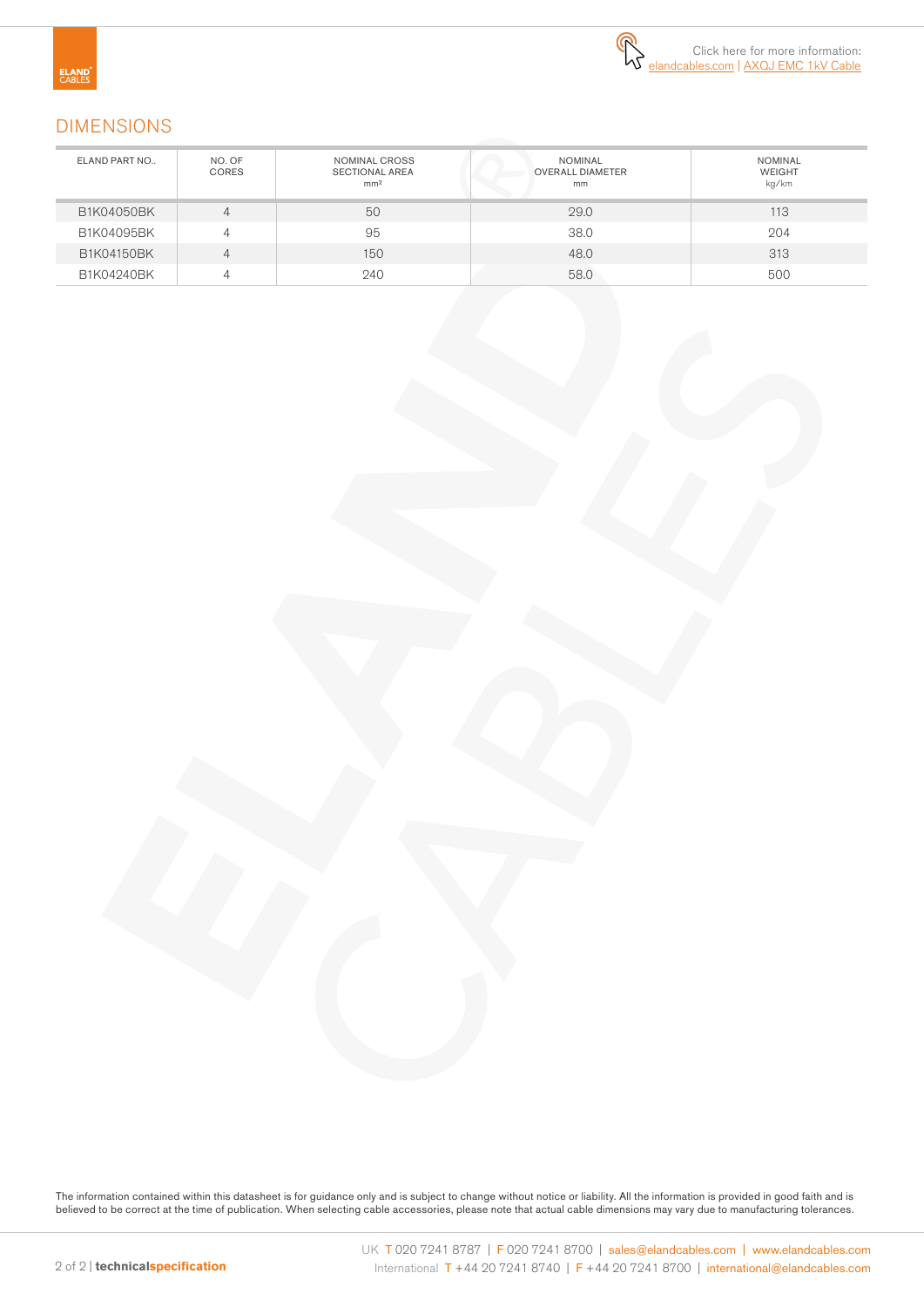Click here for more information: elandcables.com | AXQJ EMC 1kV Cable

## DIMENSIONS

| ELAND PART NO.. | NO. OF CORES | NOMINAL CROSS SECTIONAL AREA mm² | NOMINAL OVERALL DIAMETER mm | NOMINAL WEIGHT kg/km |
|---|---|---|---|---|
| B1K04050BK | 4 | 50 | 29.0 | 113 |
| B1K04095BK | 4 | 95 | 38.0 | 204 |
| B1K04150BK | 4 | 150 | 48.0 | 313 |
| B1K04240BK | 4 | 240 | 58.0 | 500 |

The information contained within this datasheet is for guidance only and is subject to change without notice or liability. All the information is provided in good faith and is believed to be correct at the time of publication. When selecting cable accessories, please note that actual cable dimensions may vary due to manufacturing tolerances.

UK T 020 7241 8787 | F 020 7241 8700 | sales@elandcables.com | www.elandcables.com
International T +44 20 7241 8740 | F +44 20 7241 8700 | international@elandcables.com